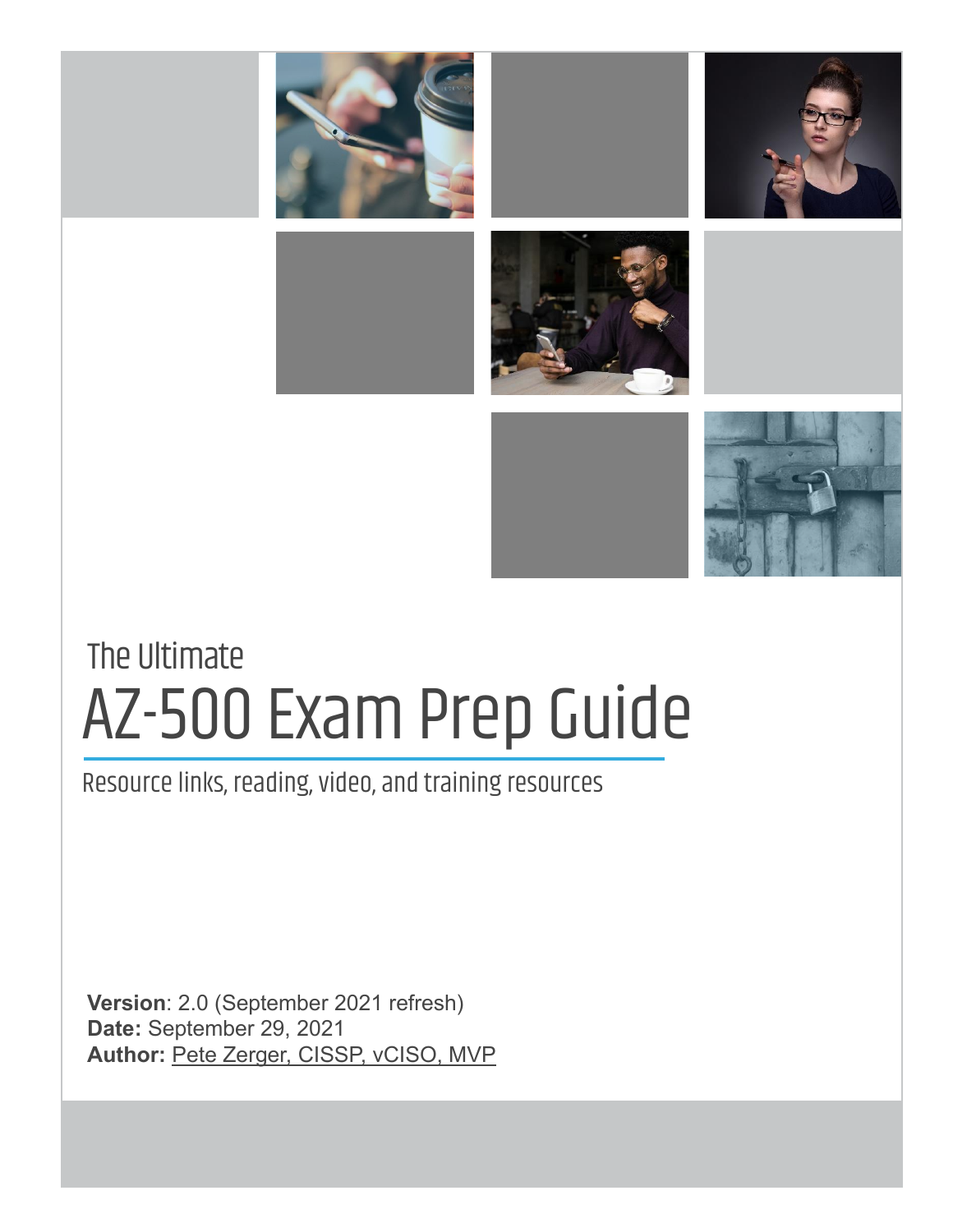The Ultimate

# AZ-500 Exam Prep Guide

Resource links, reading, video, and training resources

**Version**: 2.0 (September 2021 refresh)
**Date:** September 29, 2021
**Author:** Pete Zerger, CISSP, vCISO, MVP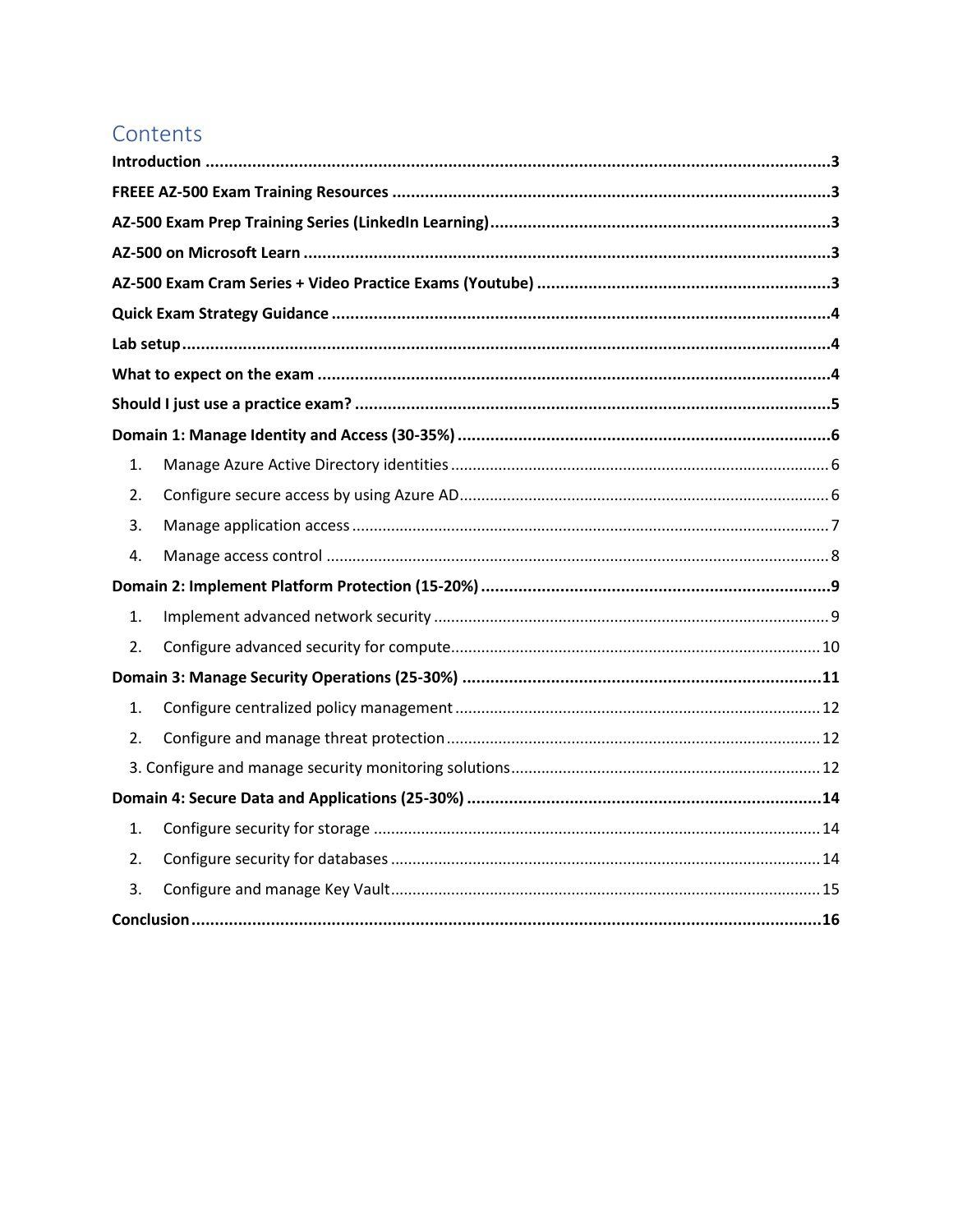# Contents

**Introduction** ........................................................................................................................ **3**

**FREEE AZ-500 Exam Training Resources** ................................................................................ **3**

**AZ-500 Exam Prep Training Series (LinkedIn Learning)** ............................................................ **3**

**AZ-500 on Microsoft Learn** ................................................................................................... **3**

**AZ-500 Exam Cram Series + Video Practice Exams (Youtube)** .................................................. **3**

**Quick Exam Strategy Guidance** ............................................................................................. **4**

**Lab setup** .............................................................................................................................. **4**

**What to expect on the exam** ................................................................................................. **4**

**Should I just use a practice exam?** ........................................................................................ **5**

**Domain 1: Manage Identity and Access (30-35%)** ................................................................... **6**

1. Manage Azure Active Directory identities ........................................................................... 6
2. Configure secure access by using Azure AD ........................................................................ 6
3. Manage application access ................................................................................................ 7
4. Manage access control ...................................................................................................... 8

**Domain 2: Implement Platform Protection (15-20%)** ............................................................... **9**

1. Implement advanced network security .............................................................................. 9
2. Configure advanced security for compute ......................................................................... 10

**Domain 3: Manage Security Operations (25-30%)** ................................................................. **11**

1. Configure centralized policy management ....................................................................... 12
2. Configure and manage threat protection .......................................................................... 12
3. Configure and manage security monitoring solutions ......................................................... 12

**Domain 4: Secure Data and Applications (25-30%)** ............................................................... **14**

1. Configure security for storage ......................................................................................... 14
2. Configure security for databases ..................................................................................... 14
3. Configure and manage Key Vault ..................................................................................... 15

**Conclusion** ......................................................................................................................... **16**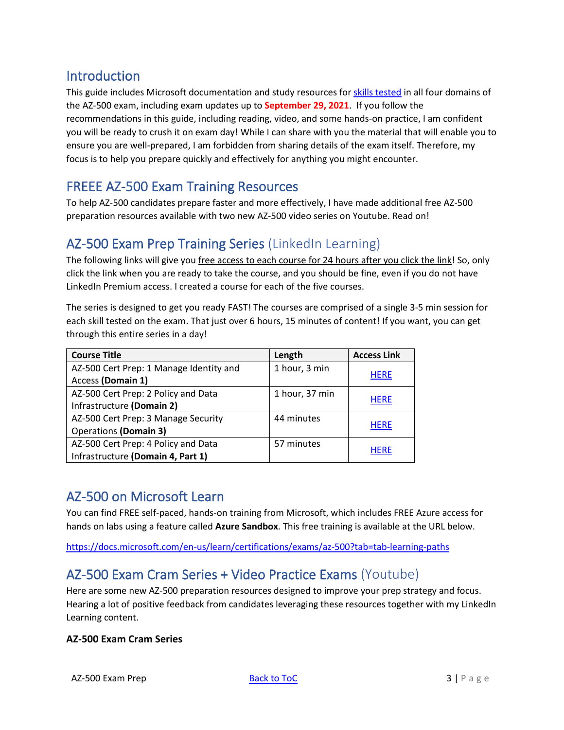## Introduction

This guide includes Microsoft documentation and study resources for skills tested in all four domains of the AZ-500 exam, including exam updates up to **September 29, 2021**. If you follow the recommendations in this guide, including reading, video, and some hands-on practice, I am confident you will be ready to crush it on exam day! While I can share with you the material that will enable you to ensure you are well-prepared, I am forbidden from sharing details of the exam itself. Therefore, my focus is to help you prepare quickly and effectively for anything you might encounter.

## FREEE AZ-500 Exam Training Resources

To help AZ-500 candidates prepare faster and more effectively, I have made additional free AZ-500 preparation resources available with two new AZ-500 video series on Youtube. Read on!

## AZ-500 Exam Prep Training Series (LinkedIn Learning)

The following links will give you free access to each course for 24 hours after you click the link! So, only click the link when you are ready to take the course, and you should be fine, even if you do not have LinkedIn Premium access. I created a course for each of the five courses.

The series is designed to get you ready FAST! The courses are comprised of a single 3-5 min session for each skill tested on the exam. That just over 6 hours, 15 minutes of content! If you want, you can get through this entire series in a day!

| Course Title | Length | Access Link |
|---|---|---|
| AZ-500 Cert Prep: 1 Manage Identity and Access **(Domain 1)** | 1 hour, 3 min | HERE |
| AZ-500 Cert Prep: 2 Policy and Data Infrastructure **(Domain 2)** | 1 hour, 37 min | HERE |
| AZ-500 Cert Prep: 3 Manage Security Operations **(Domain 3)** | 44 minutes | HERE |
| AZ-500 Cert Prep: 4 Policy and Data Infrastructure **(Domain 4, Part 1)** | 57 minutes | HERE |

## AZ-500 on Microsoft Learn

You can find FREE self-paced, hands-on training from Microsoft, which includes FREE Azure access for hands on labs using a feature called **Azure Sandbox**. This free training is available at the URL below.

https://docs.microsoft.com/en-us/learn/certifications/exams/az-500?tab=tab-learning-paths

## AZ-500 Exam Cram Series + Video Practice Exams (Youtube)

Here are some new AZ-500 preparation resources designed to improve your prep strategy and focus. Hearing a lot of positive feedback from candidates leveraging these resources together with my LinkedIn Learning content.

**AZ-500 Exam Cram Series**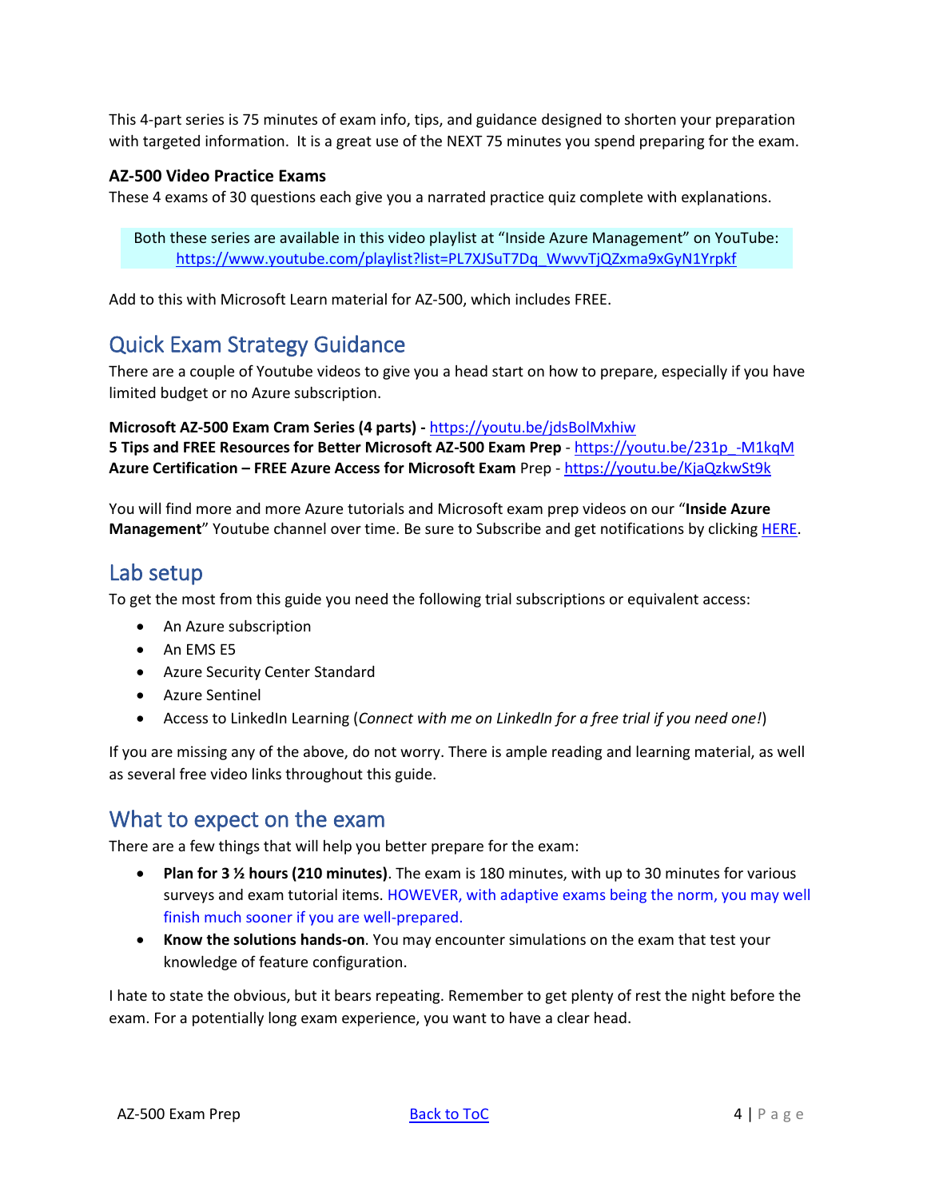This 4-part series is 75 minutes of exam info, tips, and guidance designed to shorten your preparation with targeted information. It is a great use of the NEXT 75 minutes you spend preparing for the exam.

**AZ-500 Video Practice Exams**
These 4 exams of 30 questions each give you a narrated practice quiz complete with explanations.

> Both these series are available in this video playlist at "Inside Azure Management" on YouTube: https://www.youtube.com/playlist?list=PL7XJSuT7Dq_WwvvTjQZxma9xGyN1Yrpkf

Add to this with Microsoft Learn material for AZ-500, which includes FREE.

## Quick Exam Strategy Guidance

There are a couple of Youtube videos to give you a head start on how to prepare, especially if you have limited budget or no Azure subscription.

**Microsoft AZ-500 Exam Cram Series (4 parts) -** https://youtu.be/jdsBolMxhiw
**5 Tips and FREE Resources for Better Microsoft AZ-500 Exam Prep** - https://youtu.be/231p_-M1kqM
**Azure Certification – FREE Azure Access for Microsoft Exam** Prep - https://youtu.be/KjaQzkwSt9k

You will find more and more Azure tutorials and Microsoft exam prep videos on our "**Inside Azure Management**" Youtube channel over time. Be sure to Subscribe and get notifications by clicking HERE.

## Lab setup

To get the most from this guide you need the following trial subscriptions or equivalent access:

- An Azure subscription
- An EMS E5
- Azure Security Center Standard
- Azure Sentinel
- Access to LinkedIn Learning (*Connect with me on LinkedIn for a free trial if you need one!*)

If you are missing any of the above, do not worry. There is ample reading and learning material, as well as several free video links throughout this guide.

## What to expect on the exam

There are a few things that will help you better prepare for the exam:

- **Plan for 3 ½ hours (210 minutes)**. The exam is 180 minutes, with up to 30 minutes for various surveys and exam tutorial items. HOWEVER, with adaptive exams being the norm, you may well finish much sooner if you are well-prepared.
- **Know the solutions hands-on**. You may encounter simulations on the exam that test your knowledge of feature configuration.

I hate to state the obvious, but it bears repeating. Remember to get plenty of rest the night before the exam. For a potentially long exam experience, you want to have a clear head.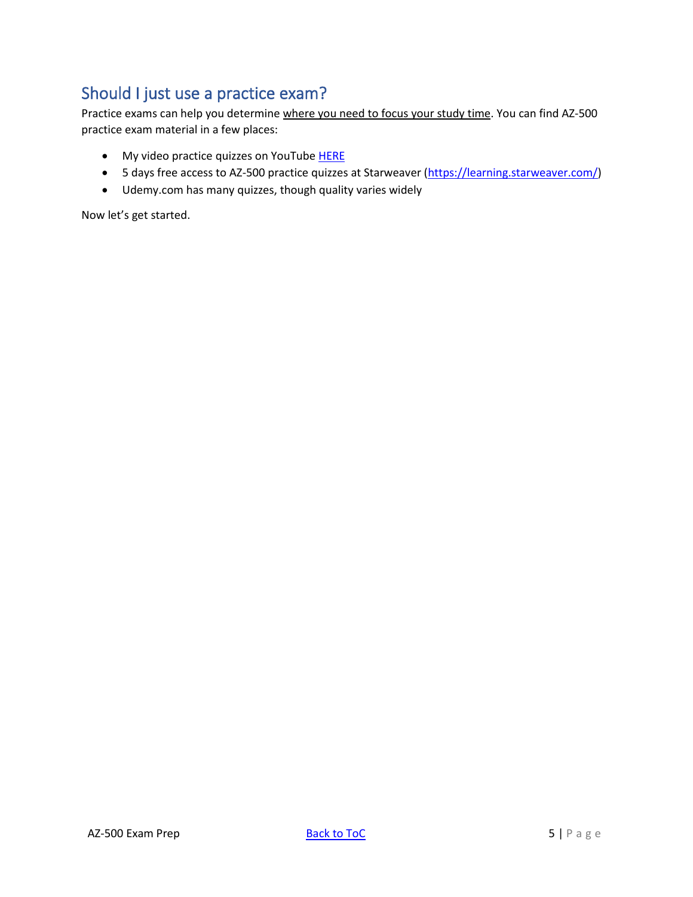## Should I just use a practice exam?

Practice exams can help you determine where you need to focus your study time. You can find AZ-500 practice exam material in a few places:

- My video practice quizzes on YouTube HERE
- 5 days free access to AZ-500 practice quizzes at Starweaver (https://learning.starweaver.com/)
- Udemy.com has many quizzes, though quality varies widely

Now let's get started.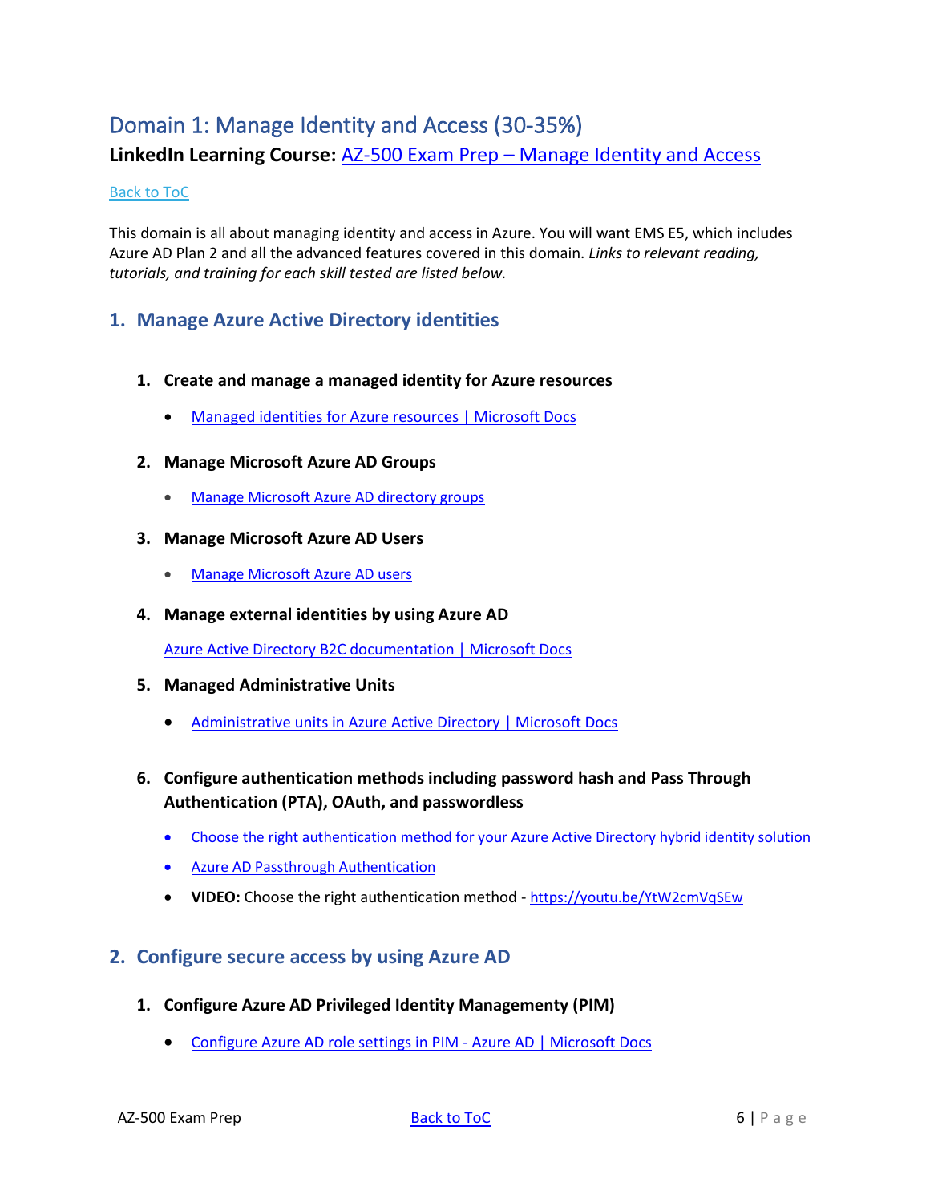# Domain 1: Manage Identity and Access (30-35%)

**LinkedIn Learning Course:** AZ-500 Exam Prep – Manage Identity and Access

Back to ToC

This domain is all about managing identity and access in Azure. You will want EMS E5, which includes Azure AD Plan 2 and all the advanced features covered in this domain. *Links to relevant reading, tutorials, and training for each skill tested are listed below.*

## 1. Manage Azure Active Directory identities

### 1. Create and manage a managed identity for Azure resources

- Managed identities for Azure resources | Microsoft Docs

### 2. Manage Microsoft Azure AD Groups

- Manage Microsoft Azure AD directory groups

### 3. Manage Microsoft Azure AD Users

- Manage Microsoft Azure AD users

### 4. Manage external identities by using Azure AD

Azure Active Directory B2C documentation | Microsoft Docs

### 5. Managed Administrative Units

- Administrative units in Azure Active Directory | Microsoft Docs

### 6. Configure authentication methods including password hash and Pass Through Authentication (PTA), OAuth, and passwordless

- Choose the right authentication method for your Azure Active Directory hybrid identity solution
- Azure AD Passthrough Authentication
- **VIDEO:** Choose the right authentication method - https://youtu.be/YtW2cmVqSEw

## 2. Configure secure access by using Azure AD

### 1. Configure Azure AD Privileged Identity Management (PIM)

- Configure Azure AD role settings in PIM - Azure AD | Microsoft Docs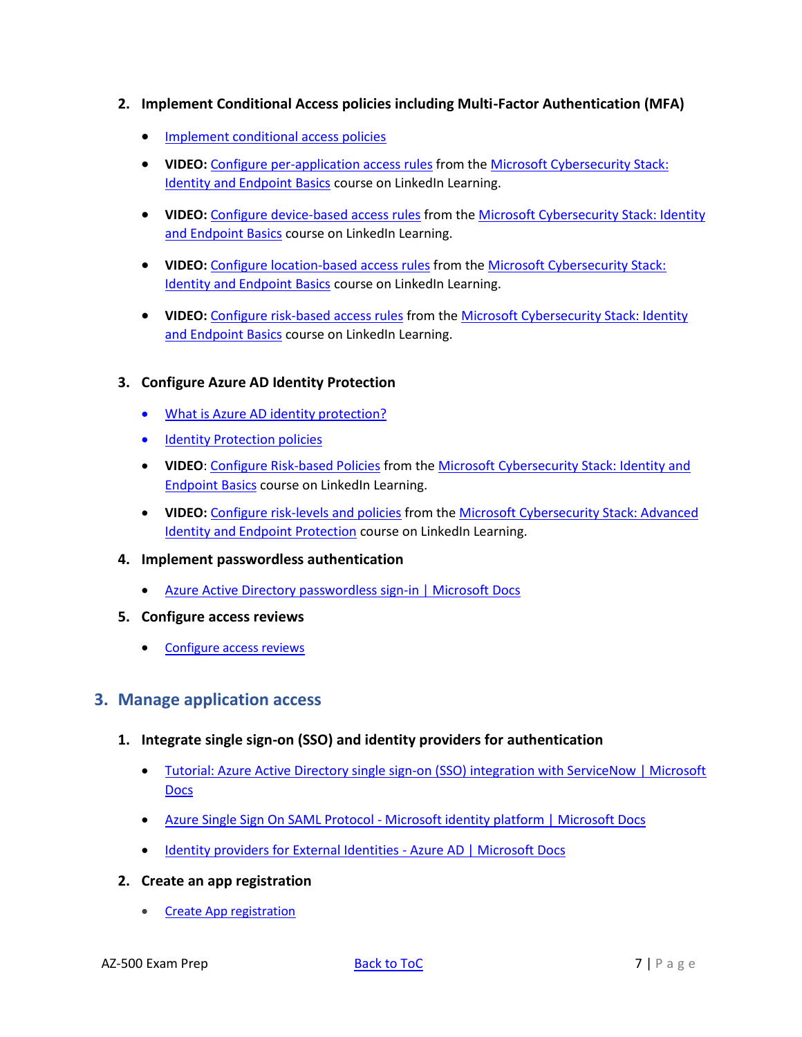### 2. Implement Conditional Access policies including Multi-Factor Authentication (MFA)

- Implement conditional access policies
- **VIDEO:** Configure per-application access rules from the Microsoft Cybersecurity Stack: Identity and Endpoint Basics course on LinkedIn Learning.
- **VIDEO:** Configure device-based access rules from the Microsoft Cybersecurity Stack: Identity and Endpoint Basics course on LinkedIn Learning.
- **VIDEO:** Configure location-based access rules from the Microsoft Cybersecurity Stack: Identity and Endpoint Basics course on LinkedIn Learning.
- **VIDEO:** Configure risk-based access rules from the Microsoft Cybersecurity Stack: Identity and Endpoint Basics course on LinkedIn Learning.

### 3. Configure Azure AD Identity Protection

- What is Azure AD identity protection?
- Identity Protection policies
- **VIDEO**: Configure Risk-based Policies from the Microsoft Cybersecurity Stack: Identity and Endpoint Basics course on LinkedIn Learning.
- **VIDEO:** Configure risk-levels and policies from the Microsoft Cybersecurity Stack: Advanced Identity and Endpoint Protection course on LinkedIn Learning.

### 4. Implement passwordless authentication

- Azure Active Directory passwordless sign-in | Microsoft Docs

### 5. Configure access reviews

- Configure access reviews

## 3. Manage application access

### 1. Integrate single sign-on (SSO) and identity providers for authentication

- Tutorial: Azure Active Directory single sign-on (SSO) integration with ServiceNow | Microsoft Docs
- Azure Single Sign On SAML Protocol - Microsoft identity platform | Microsoft Docs
- Identity providers for External Identities - Azure AD | Microsoft Docs

### 2. Create an app registration

- Create App registration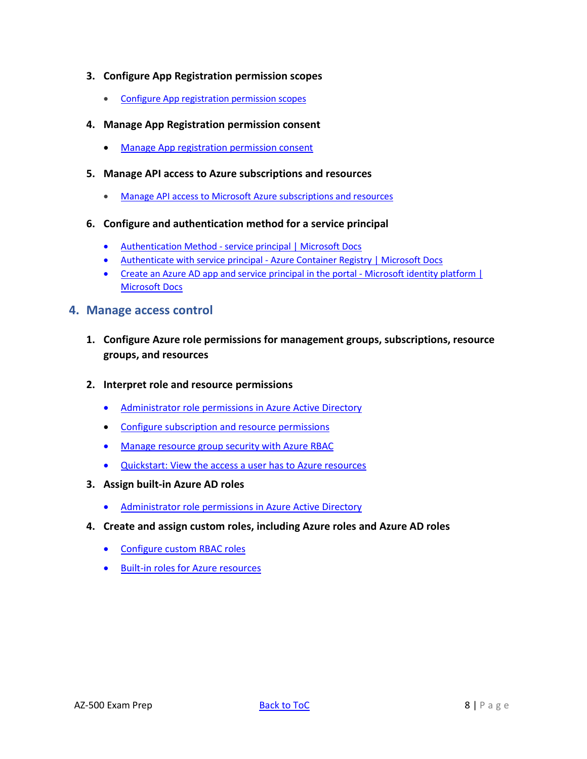### 3. Configure App Registration permission scopes

- Configure App registration permission scopes

### 4. Manage App Registration permission consent

- Manage App registration permission consent

### 5. Manage API access to Azure subscriptions and resources

- Manage API access to Microsoft Azure subscriptions and resources

### 6. Configure and authentication method for a service principal

- Authentication Method - service principal | Microsoft Docs
- Authenticate with service principal - Azure Container Registry | Microsoft Docs
- Create an Azure AD app and service principal in the portal - Microsoft identity platform | Microsoft Docs

## 4. Manage access control

### 1. Configure Azure role permissions for management groups, subscriptions, resource groups, and resources

### 2. Interpret role and resource permissions

- Administrator role permissions in Azure Active Directory
- Configure subscription and resource permissions
- Manage resource group security with Azure RBAC
- Quickstart: View the access a user has to Azure resources

### 3. Assign built-in Azure AD roles

- Administrator role permissions in Azure Active Directory

### 4. Create and assign custom roles, including Azure roles and Azure AD roles

- Configure custom RBAC roles
- Built-in roles for Azure resources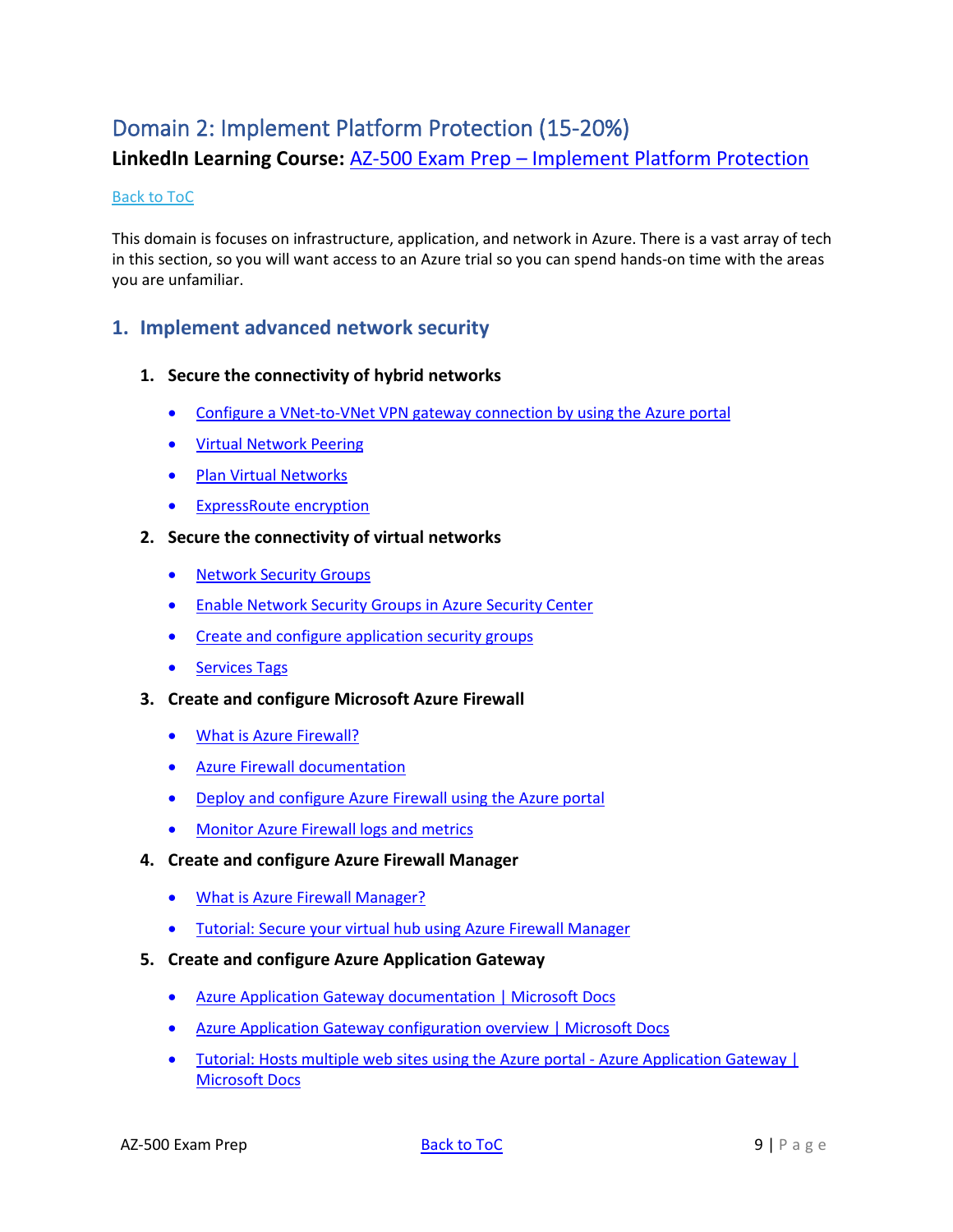# Domain 2: Implement Platform Protection (15-20%)

**LinkedIn Learning Course:** AZ-500 Exam Prep – Implement Platform Protection

Back to ToC

This domain is focuses on infrastructure, application, and network in Azure. There is a vast array of tech in this section, so you will want access to an Azure trial so you can spend hands-on time with the areas you are unfamiliar.

## 1. Implement advanced network security

### 1. Secure the connectivity of hybrid networks

- Configure a VNet-to-VNet VPN gateway connection by using the Azure portal
- Virtual Network Peering
- Plan Virtual Networks
- ExpressRoute encryption

### 2. Secure the connectivity of virtual networks

- Network Security Groups
- Enable Network Security Groups in Azure Security Center
- Create and configure application security groups
- Services Tags

### 3. Create and configure Microsoft Azure Firewall

- What is Azure Firewall?
- Azure Firewall documentation
- Deploy and configure Azure Firewall using the Azure portal
- Monitor Azure Firewall logs and metrics

### 4. Create and configure Azure Firewall Manager

- What is Azure Firewall Manager?
- Tutorial: Secure your virtual hub using Azure Firewall Manager

### 5. Create and configure Azure Application Gateway

- Azure Application Gateway documentation | Microsoft Docs
- Azure Application Gateway configuration overview | Microsoft Docs
- Tutorial: Hosts multiple web sites using the Azure portal - Azure Application Gateway | Microsoft Docs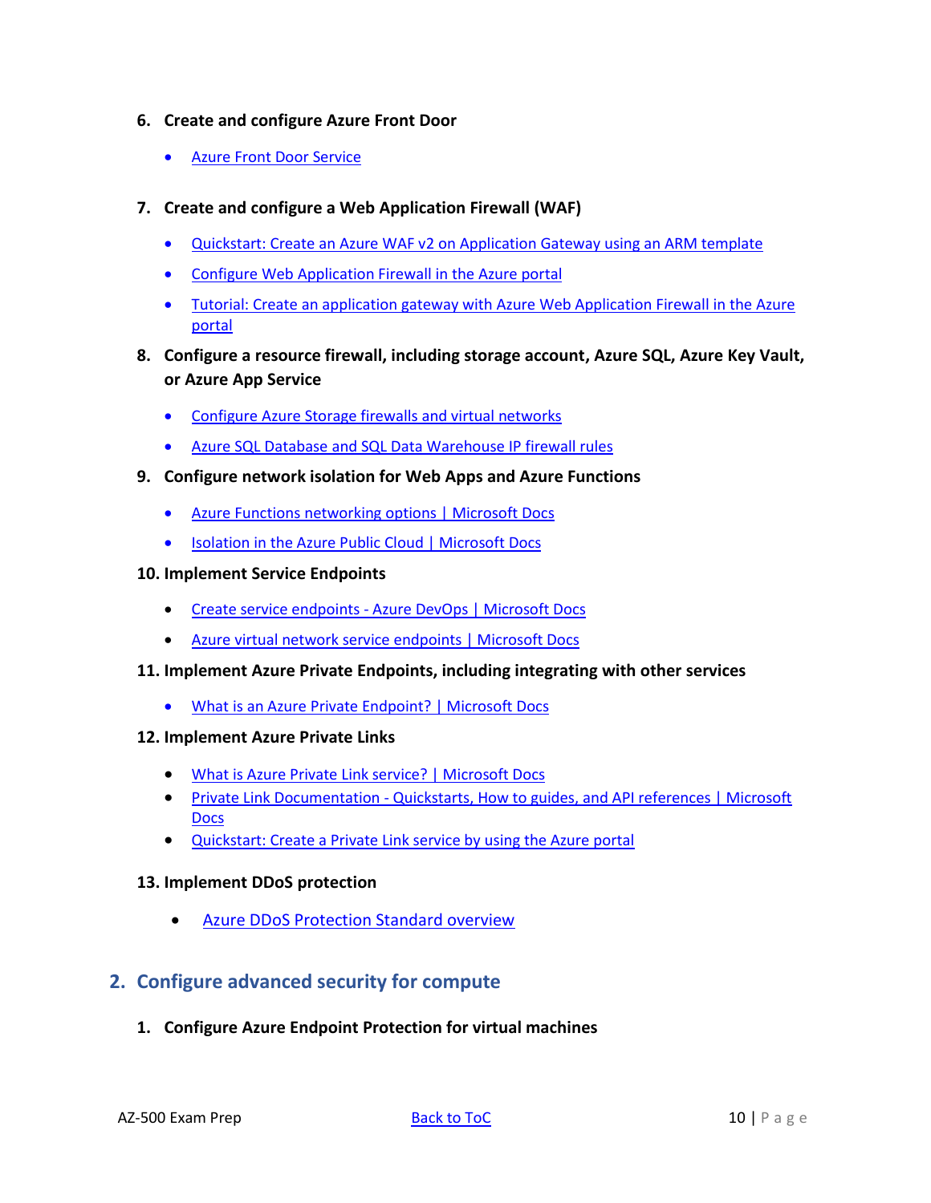6. **Create and configure Azure Front Door**

   - Azure Front Door Service

7. **Create and configure a Web Application Firewall (WAF)**

   - Quickstart: Create an Azure WAF v2 on Application Gateway using an ARM template
   - Configure Web Application Firewall in the Azure portal
   - Tutorial: Create an application gateway with Azure Web Application Firewall in the Azure portal

8. **Configure a resource firewall, including storage account, Azure SQL, Azure Key Vault, or Azure App Service**

   - Configure Azure Storage firewalls and virtual networks
   - Azure SQL Database and SQL Data Warehouse IP firewall rules

9. **Configure network isolation for Web Apps and Azure Functions**

   - Azure Functions networking options | Microsoft Docs
   - Isolation in the Azure Public Cloud | Microsoft Docs

10. **Implement Service Endpoints**

    - Create service endpoints - Azure DevOps | Microsoft Docs
    - Azure virtual network service endpoints | Microsoft Docs

11. **Implement Azure Private Endpoints, including integrating with other services**

    - What is an Azure Private Endpoint? | Microsoft Docs

12. **Implement Azure Private Links**

    - What is Azure Private Link service? | Microsoft Docs
    - Private Link Documentation - Quickstarts, How to guides, and API references | Microsoft Docs
    - Quickstart: Create a Private Link service by using the Azure portal

13. **Implement DDoS protection**

    - Azure DDoS Protection Standard overview

## 2. Configure advanced security for compute

1. **Configure Azure Endpoint Protection for virtual machines**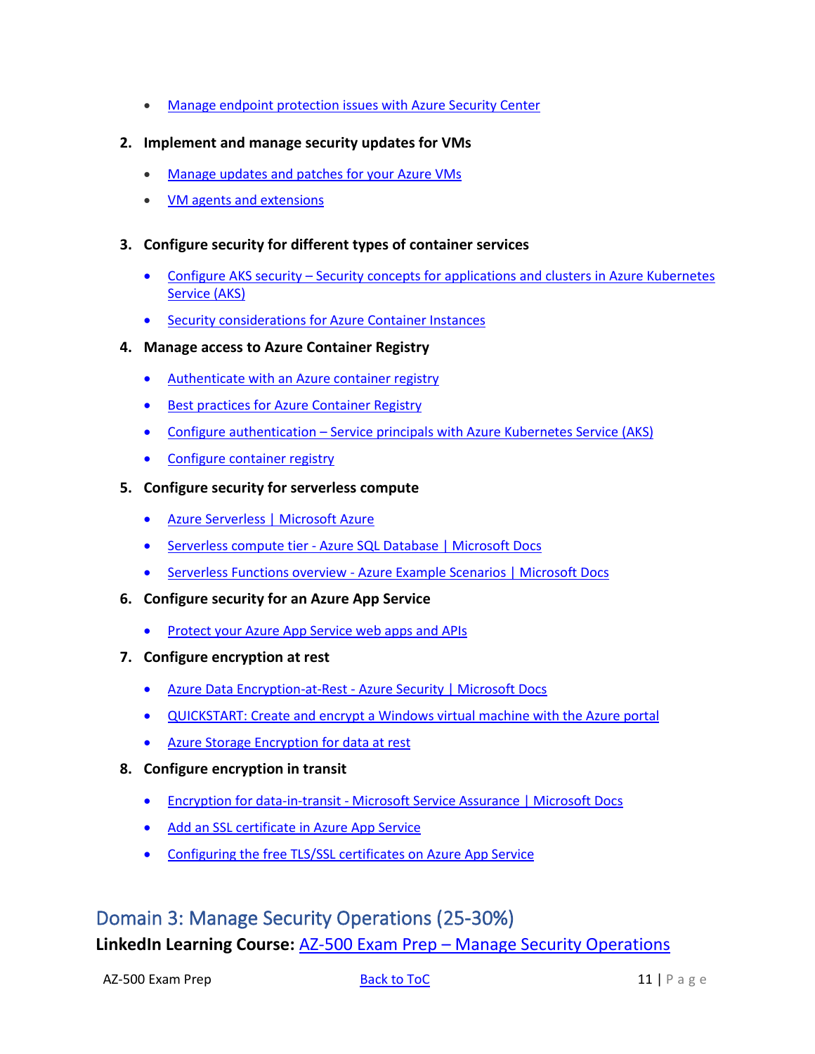- Manage endpoint protection issues with Azure Security Center

2. **Implement and manage security updates for VMs**
    - Manage updates and patches for your Azure VMs
    - VM agents and extensions

3. **Configure security for different types of container services**
    - Configure AKS security – Security concepts for applications and clusters in Azure Kubernetes Service (AKS)
    - Security considerations for Azure Container Instances

4. **Manage access to Azure Container Registry**
    - Authenticate with an Azure container registry
    - Best practices for Azure Container Registry
    - Configure authentication – Service principals with Azure Kubernetes Service (AKS)
    - Configure container registry

5. **Configure security for serverless compute**
    - Azure Serverless | Microsoft Azure
    - Serverless compute tier - Azure SQL Database | Microsoft Docs
    - Serverless Functions overview - Azure Example Scenarios | Microsoft Docs

6. **Configure security for an Azure App Service**
    - Protect your Azure App Service web apps and APIs

7. **Configure encryption at rest**
    - Azure Data Encryption-at-Rest - Azure Security | Microsoft Docs
    - QUICKSTART: Create and encrypt a Windows virtual machine with the Azure portal
    - Azure Storage Encryption for data at rest

8. **Configure encryption in transit**
    - Encryption for data-in-transit - Microsoft Service Assurance | Microsoft Docs
    - Add an SSL certificate in Azure App Service
    - Configuring the free TLS/SSL certificates on Azure App Service

## Domain 3: Manage Security Operations (25-30%)

**LinkedIn Learning Course:** AZ-500 Exam Prep – Manage Security Operations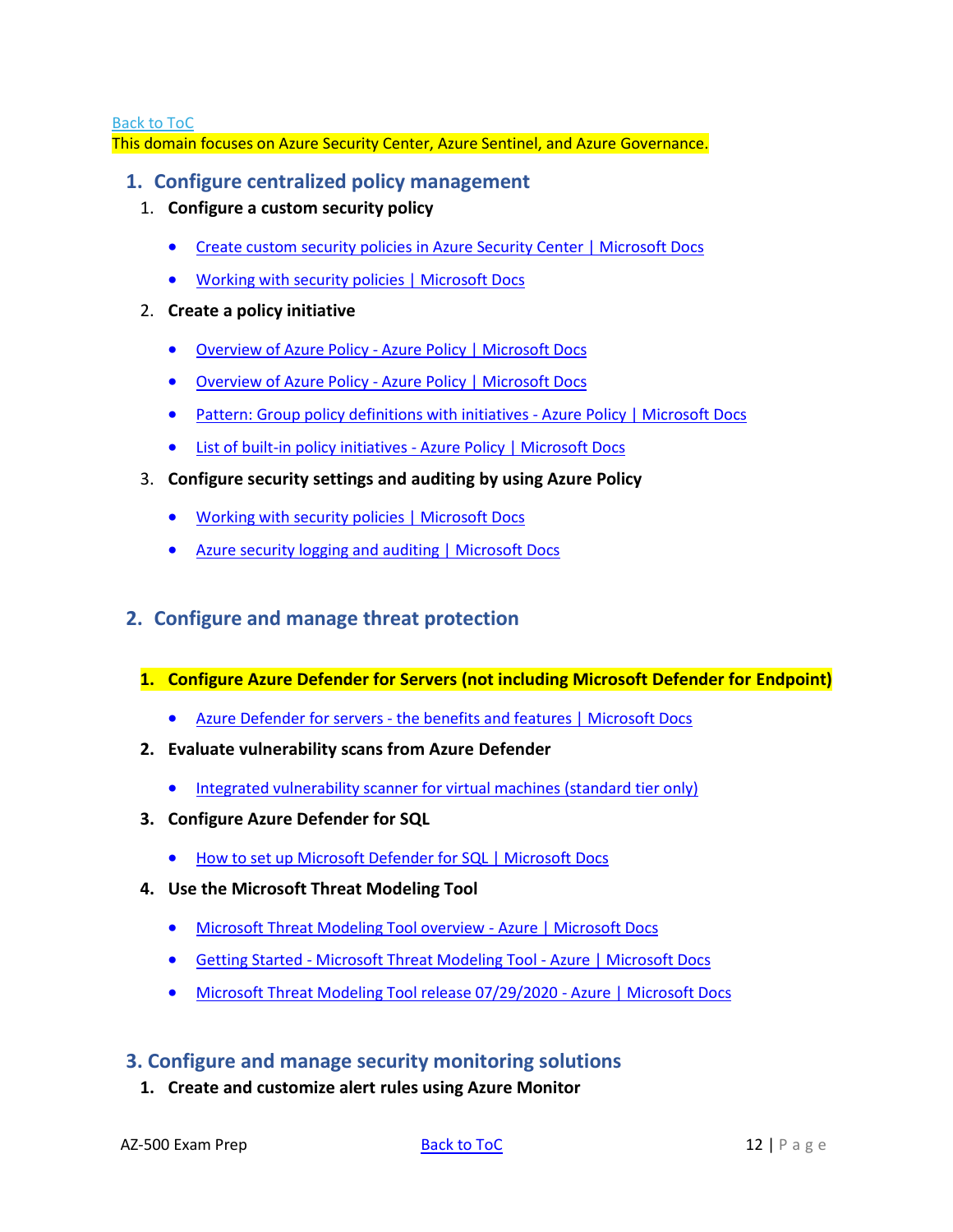Back to ToC

This domain focuses on Azure Security Center, Azure Sentinel, and Azure Governance.

## 1. Configure centralized policy management

1. **Configure a custom security policy**
   - Create custom security policies in Azure Security Center | Microsoft Docs
   - Working with security policies | Microsoft Docs
2. **Create a policy initiative**
   - Overview of Azure Policy - Azure Policy | Microsoft Docs
   - Overview of Azure Policy - Azure Policy | Microsoft Docs
   - Pattern: Group policy definitions with initiatives - Azure Policy | Microsoft Docs
   - List of built-in policy initiatives - Azure Policy | Microsoft Docs
3. **Configure security settings and auditing by using Azure Policy**
   - Working with security policies | Microsoft Docs
   - Azure security logging and auditing | Microsoft Docs

## 2. Configure and manage threat protection

1. **Configure Azure Defender for Servers (not including Microsoft Defender for Endpoint)**
   - Azure Defender for servers - the benefits and features | Microsoft Docs
2. **Evaluate vulnerability scans from Azure Defender**
   - Integrated vulnerability scanner for virtual machines (standard tier only)
3. **Configure Azure Defender for SQL**
   - How to set up Microsoft Defender for SQL | Microsoft Docs
4. **Use the Microsoft Threat Modeling Tool**
   - Microsoft Threat Modeling Tool overview - Azure | Microsoft Docs
   - Getting Started - Microsoft Threat Modeling Tool - Azure | Microsoft Docs
   - Microsoft Threat Modeling Tool release 07/29/2020 - Azure | Microsoft Docs

## 3. Configure and manage security monitoring solutions

1. **Create and customize alert rules using Azure Monitor**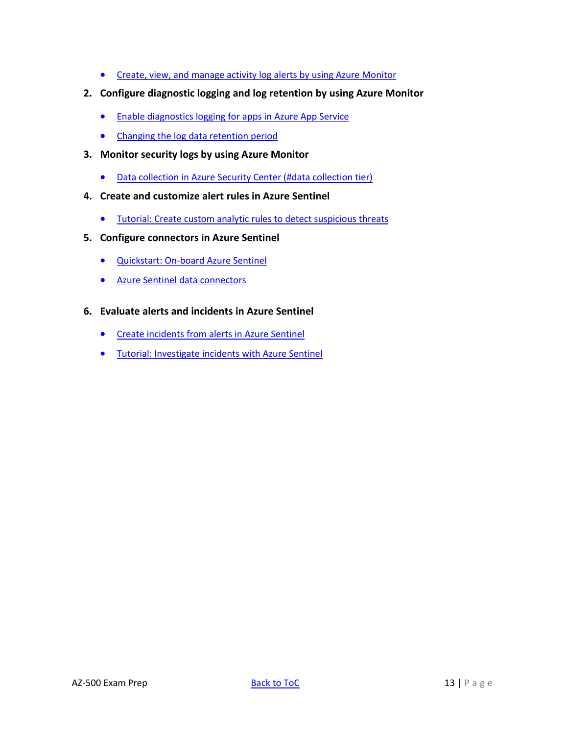- Create, view, and manage activity log alerts by using Azure Monitor

2. **Configure diagnostic logging and log retention by using Azure Monitor**
   - Enable diagnostics logging for apps in Azure App Service
   - Changing the log data retention period
3. **Monitor security logs by using Azure Monitor**
   - Data collection in Azure Security Center (#data collection tier)
4. **Create and customize alert rules in Azure Sentinel**
   - Tutorial: Create custom analytic rules to detect suspicious threats
5. **Configure connectors in Azure Sentinel**
   - Quickstart: On-board Azure Sentinel
   - Azure Sentinel data connectors
6. **Evaluate alerts and incidents in Azure Sentinel**
   - Create incidents from alerts in Azure Sentinel
   - Tutorial: Investigate incidents with Azure Sentinel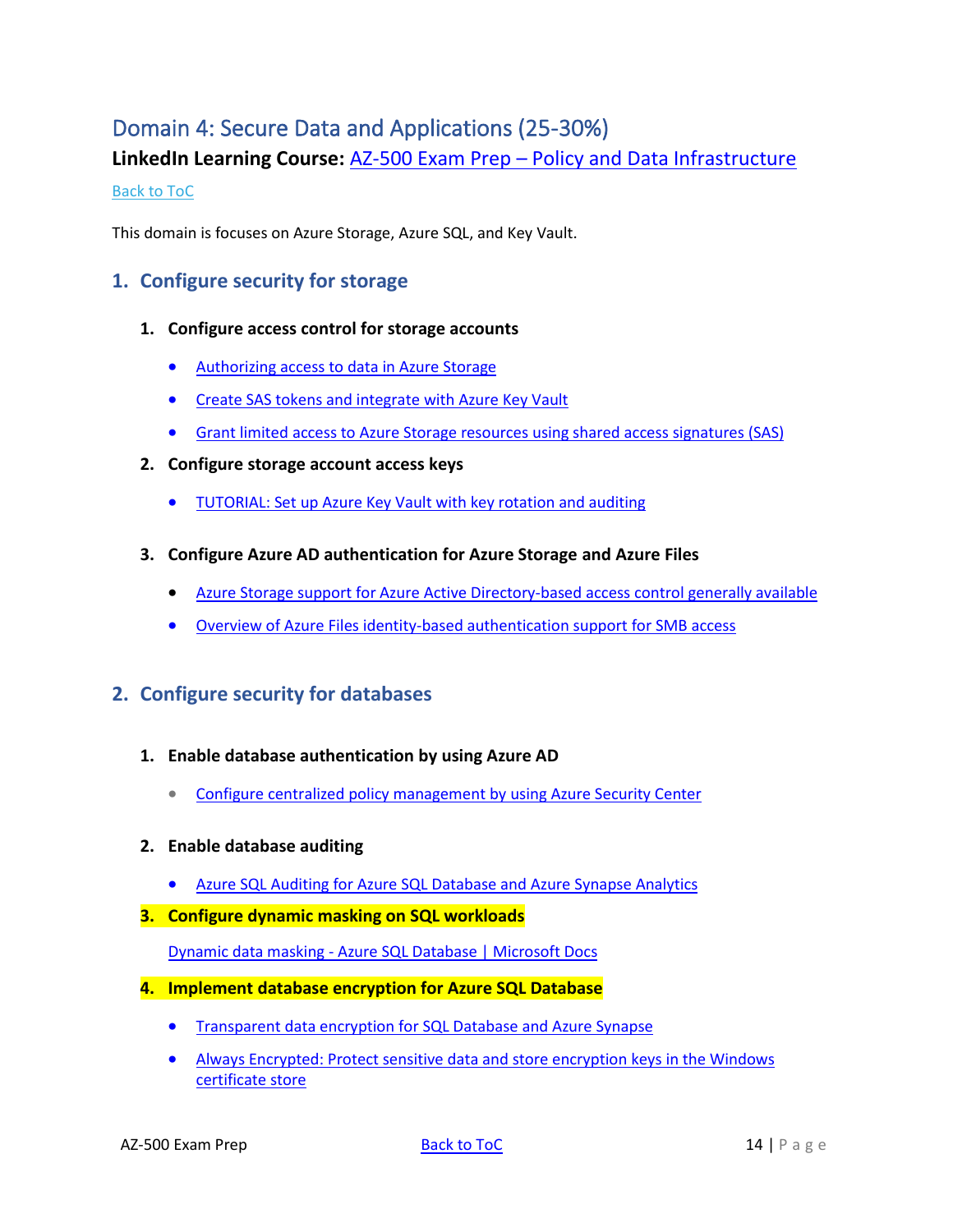# Domain 4: Secure Data and Applications (25-30%)

**LinkedIn Learning Course:** AZ-500 Exam Prep – Policy and Data Infrastructure

Back to ToC

This domain is focuses on Azure Storage, Azure SQL, and Key Vault.

## 1. Configure security for storage

### 1. Configure access control for storage accounts

- Authorizing access to data in Azure Storage
- Create SAS tokens and integrate with Azure Key Vault
- Grant limited access to Azure Storage resources using shared access signatures (SAS)

### 2. Configure storage account access keys

- TUTORIAL: Set up Azure Key Vault with key rotation and auditing

### 3. Configure Azure AD authentication for Azure Storage and Azure Files

- Azure Storage support for Azure Active Directory-based access control generally available
- Overview of Azure Files identity-based authentication support for SMB access

## 2. Configure security for databases

### 1. Enable database authentication by using Azure AD

- Configure centralized policy management by using Azure Security Center

### 2. Enable database auditing

- Azure SQL Auditing for Azure SQL Database and Azure Synapse Analytics

### 3. Configure dynamic masking on SQL workloads

Dynamic data masking - Azure SQL Database | Microsoft Docs

### 4. Implement database encryption for Azure SQL Database

- Transparent data encryption for SQL Database and Azure Synapse
- Always Encrypted: Protect sensitive data and store encryption keys in the Windows certificate store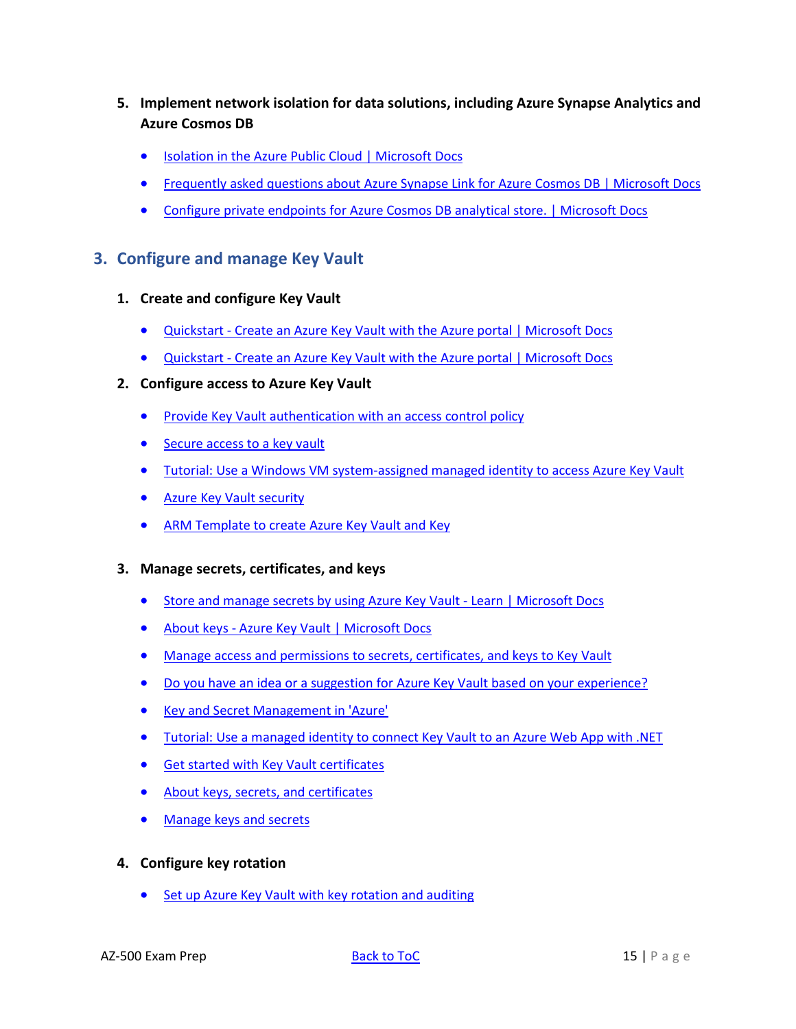5. **Implement network isolation for data solutions, including Azure Synapse Analytics and Azure Cosmos DB**

    - Isolation in the Azure Public Cloud | Microsoft Docs
    - Frequently asked questions about Azure Synapse Link for Azure Cosmos DB | Microsoft Docs
    - Configure private endpoints for Azure Cosmos DB analytical store. | Microsoft Docs

## 3. Configure and manage Key Vault

1. **Create and configure Key Vault**

    - Quickstart - Create an Azure Key Vault with the Azure portal | Microsoft Docs
    - Quickstart - Create an Azure Key Vault with the Azure portal | Microsoft Docs

2. **Configure access to Azure Key Vault**

    - Provide Key Vault authentication with an access control policy
    - Secure access to a key vault
    - Tutorial: Use a Windows VM system-assigned managed identity to access Azure Key Vault
    - Azure Key Vault security
    - ARM Template to create Azure Key Vault and Key

3. **Manage secrets, certificates, and keys**

    - Store and manage secrets by using Azure Key Vault - Learn | Microsoft Docs
    - About keys - Azure Key Vault | Microsoft Docs
    - Manage access and permissions to secrets, certificates, and keys to Key Vault
    - Do you have an idea or a suggestion for Azure Key Vault based on your experience?
    - Key and Secret Management in 'Azure'
    - Tutorial: Use a managed identity to connect Key Vault to an Azure Web App with .NET
    - Get started with Key Vault certificates
    - About keys, secrets, and certificates
    - Manage keys and secrets

4. **Configure key rotation**

    - Set up Azure Key Vault with key rotation and auditing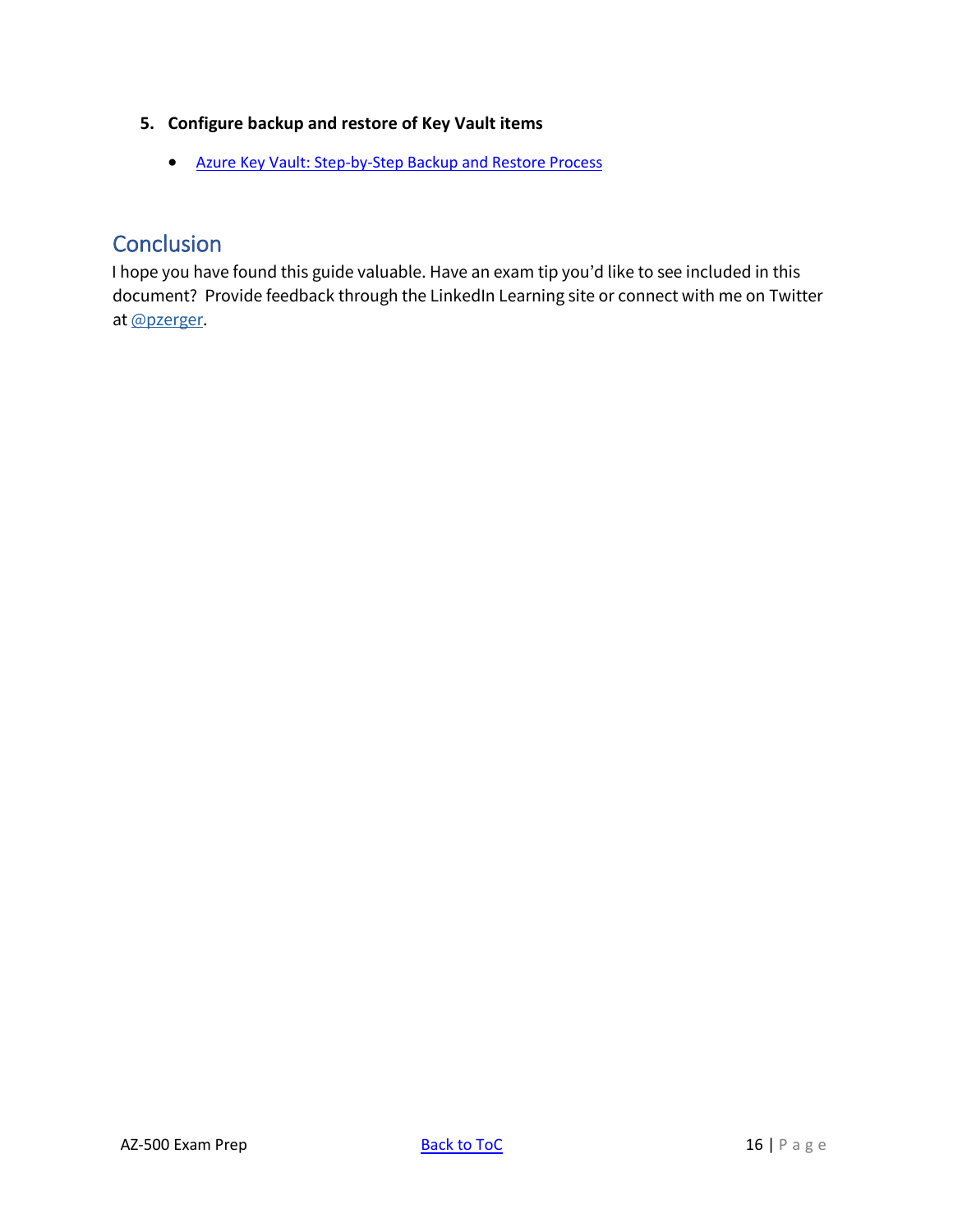5. **Configure backup and restore of Key Vault items**

   - Azure Key Vault: Step-by-Step Backup and Restore Process

## Conclusion

I hope you have found this guide valuable. Have an exam tip you'd like to see included in this document? Provide feedback through the LinkedIn Learning site or connect with me on Twitter at @pzerger.